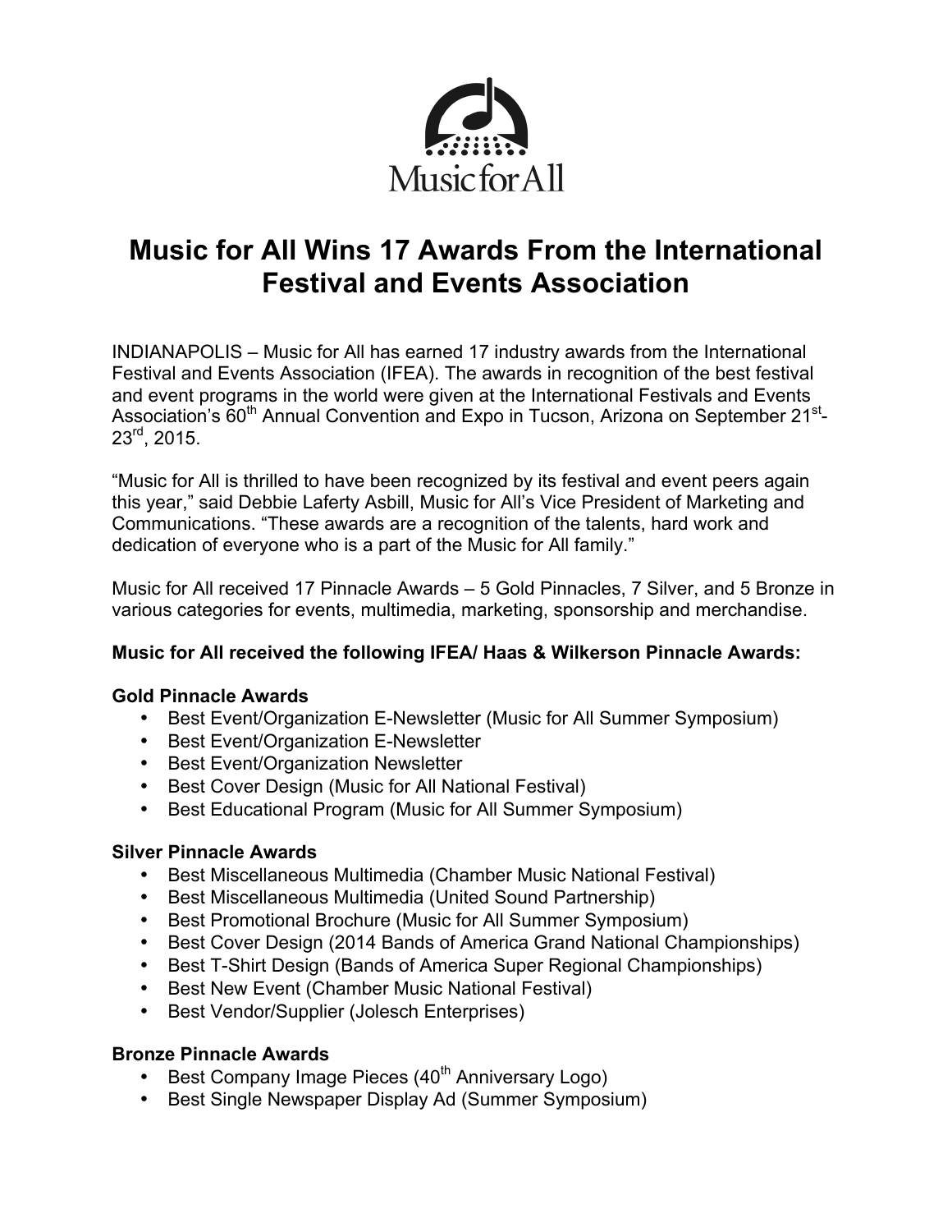Music for All

# Music for All Wins 17 Awards From the International Festival and Events Association

INDIANAPOLIS – Music for All has earned 17 industry awards from the International Festival and Events Association (IFEA). The awards in recognition of the best festival and event programs in the world were given at the International Festivals and Events Association's 60th Annual Convention and Expo in Tucson, Arizona on September 21st-23rd, 2015.

"Music for All is thrilled to have been recognized by its festival and event peers again this year," said Debbie Laferty Asbill, Music for All's Vice President of Marketing and Communications. "These awards are a recognition of the talents, hard work and dedication of everyone who is a part of the Music for All family."

Music for All received 17 Pinnacle Awards – 5 Gold Pinnacles, 7 Silver, and 5 Bronze in various categories for events, multimedia, marketing, sponsorship and merchandise.

**Music for All received the following IFEA/ Haas & Wilkerson Pinnacle Awards:**

**Gold Pinnacle Awards**

- Best Event/Organization E-Newsletter (Music for All Summer Symposium)
- Best Event/Organization E-Newsletter
- Best Event/Organization Newsletter
- Best Cover Design (Music for All National Festival)
- Best Educational Program (Music for All Summer Symposium)

**Silver Pinnacle Awards**

- Best Miscellaneous Multimedia (Chamber Music National Festival)
- Best Miscellaneous Multimedia (United Sound Partnership)
- Best Promotional Brochure (Music for All Summer Symposium)
- Best Cover Design (2014 Bands of America Grand National Championships)
- Best T-Shirt Design (Bands of America Super Regional Championships)
- Best New Event (Chamber Music National Festival)
- Best Vendor/Supplier (Jolesch Enterprises)

**Bronze Pinnacle Awards**

- Best Company Image Pieces (40th Anniversary Logo)
- Best Single Newspaper Display Ad (Summer Symposium)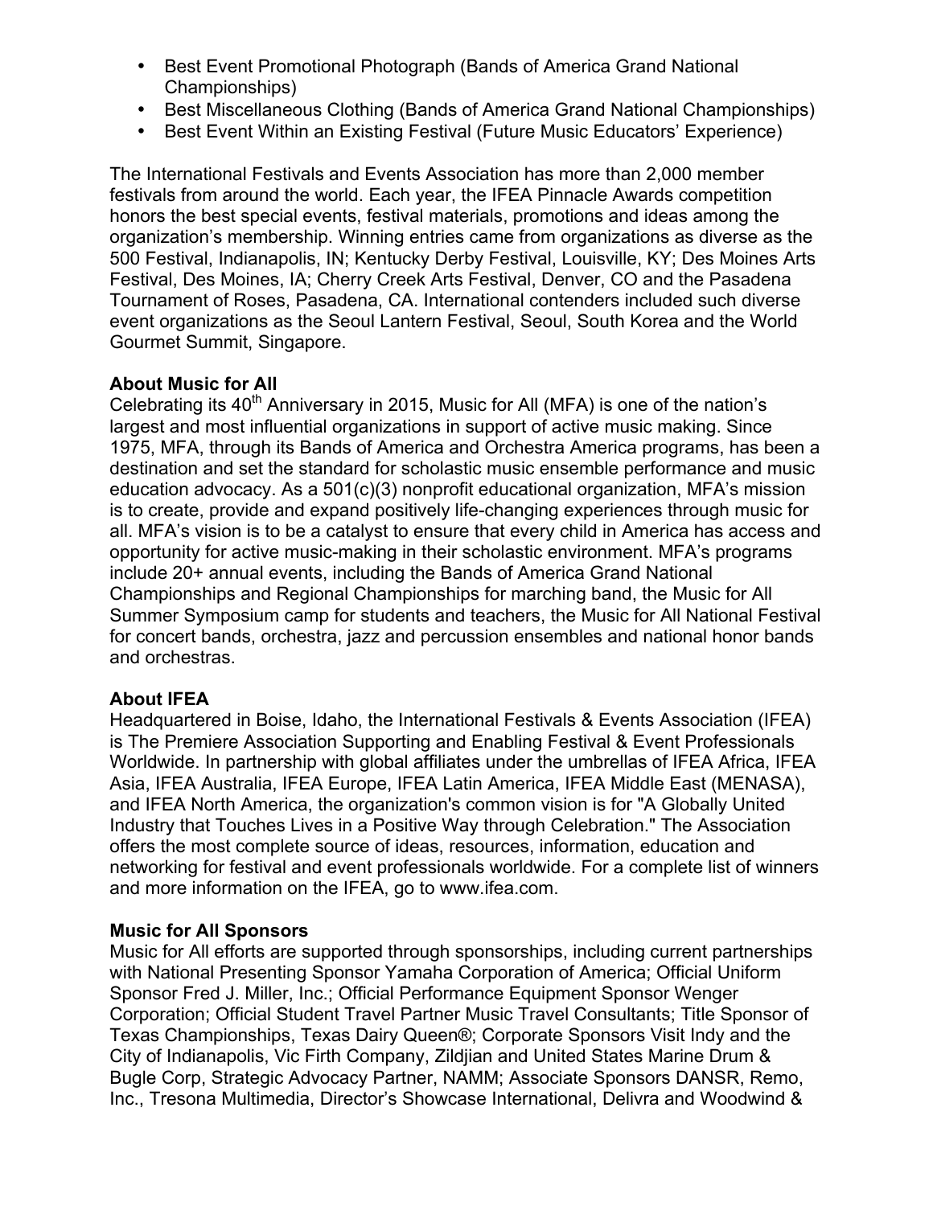- Best Event Promotional Photograph (Bands of America Grand National Championships)
- Best Miscellaneous Clothing (Bands of America Grand National Championships)
- Best Event Within an Existing Festival (Future Music Educators' Experience)

The International Festivals and Events Association has more than 2,000 member festivals from around the world. Each year, the IFEA Pinnacle Awards competition honors the best special events, festival materials, promotions and ideas among the organization's membership. Winning entries came from organizations as diverse as the 500 Festival, Indianapolis, IN; Kentucky Derby Festival, Louisville, KY; Des Moines Arts Festival, Des Moines, IA; Cherry Creek Arts Festival, Denver, CO and the Pasadena Tournament of Roses, Pasadena, CA. International contenders included such diverse event organizations as the Seoul Lantern Festival, Seoul, South Korea and the World Gourmet Summit, Singapore.

**About Music for All**
Celebrating its 40th Anniversary in 2015, Music for All (MFA) is one of the nation's largest and most influential organizations in support of active music making. Since 1975, MFA, through its Bands of America and Orchestra America programs, has been a destination and set the standard for scholastic music ensemble performance and music education advocacy. As a 501(c)(3) nonprofit educational organization, MFA's mission is to create, provide and expand positively life-changing experiences through music for all. MFA's vision is to be a catalyst to ensure that every child in America has access and opportunity for active music-making in their scholastic environment. MFA's programs include 20+ annual events, including the Bands of America Grand National Championships and Regional Championships for marching band, the Music for All Summer Symposium camp for students and teachers, the Music for All National Festival for concert bands, orchestra, jazz and percussion ensembles and national honor bands and orchestras.

**About IFEA**
Headquartered in Boise, Idaho, the International Festivals & Events Association (IFEA) is The Premiere Association Supporting and Enabling Festival & Event Professionals Worldwide. In partnership with global affiliates under the umbrellas of IFEA Africa, IFEA Asia, IFEA Australia, IFEA Europe, IFEA Latin America, IFEA Middle East (MENASA), and IFEA North America, the organization's common vision is for "A Globally United Industry that Touches Lives in a Positive Way through Celebration." The Association offers the most complete source of ideas, resources, information, education and networking for festival and event professionals worldwide. For a complete list of winners and more information on the IFEA, go to www.ifea.com.

**Music for All Sponsors**
Music for All efforts are supported through sponsorships, including current partnerships with National Presenting Sponsor Yamaha Corporation of America; Official Uniform Sponsor Fred J. Miller, Inc.; Official Performance Equipment Sponsor Wenger Corporation; Official Student Travel Partner Music Travel Consultants; Title Sponsor of Texas Championships, Texas Dairy Queen®; Corporate Sponsors Visit Indy and the City of Indianapolis, Vic Firth Company, Zildjian and United States Marine Drum & Bugle Corp, Strategic Advocacy Partner, NAMM; Associate Sponsors DANSR, Remo, Inc., Tresona Multimedia, Director's Showcase International, Delivra and Woodwind &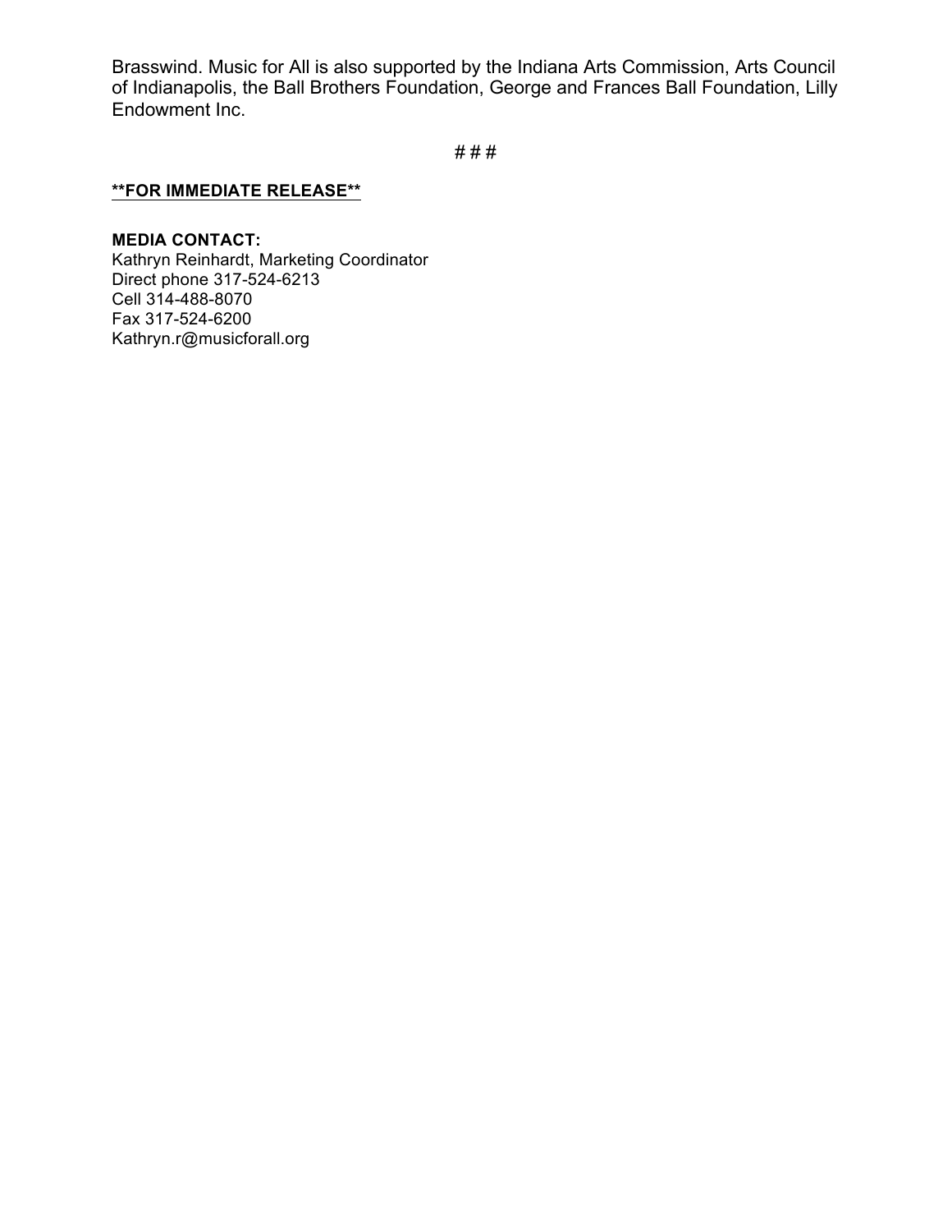Brasswind. Music for All is also supported by the Indiana Arts Commission, Arts Council of Indianapolis, the Ball Brothers Foundation, George and Frances Ball Foundation, Lilly Endowment Inc.

# # #

**<u>**FOR IMMEDIATE RELEASE**</u>**

**MEDIA CONTACT:**
Kathryn Reinhardt, Marketing Coordinator
Direct phone 317-524-6213
Cell 314-488-8070
Fax 317-524-6200
Kathryn.r@musicforall.org